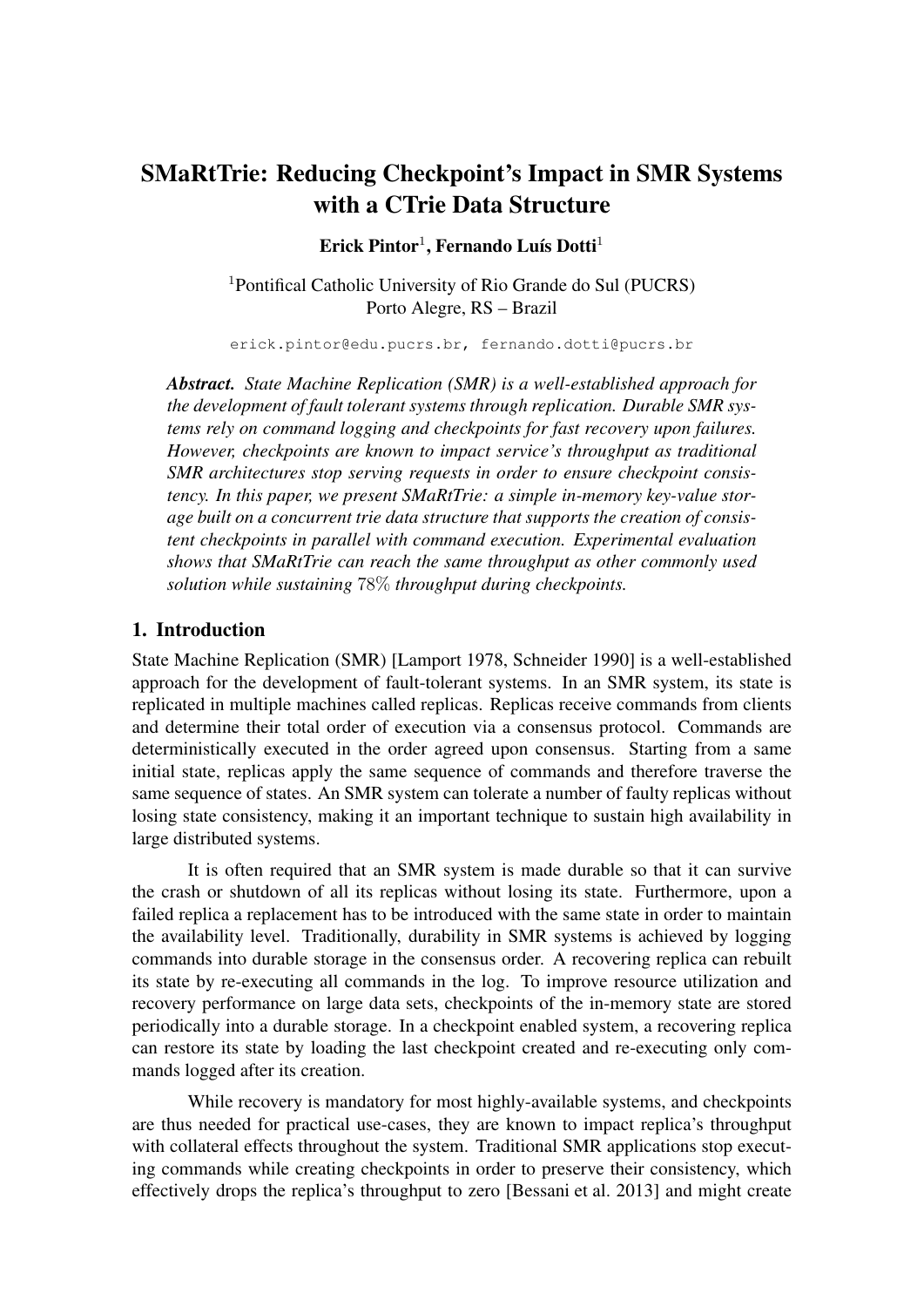# SMaRtTrie: Reducing Checkpoint's Impact in SMR Systems with a CTrie Data Structure

**Erick Pintor**[1], **Fernando Luís Dotti**[1]

[1]Pontifical Catholic University of Rio Grande do Sul (PUCRS)
Porto Alegre, RS – Brazil

erick.pintor@edu.pucrs.br, fernando.dotti@pucrs.br

***Abstract.*** *State Machine Replication (SMR) is a well-established approach for the development of fault tolerant systems through replication. Durable SMR systems rely on command logging and checkpoints for fast recovery upon failures. However, checkpoints are known to impact service's throughput as traditional SMR architectures stop serving requests in order to ensure checkpoint consistency. In this paper, we present SMaRtTrie: a simple in-memory key-value storage built on a concurrent trie data structure that supports the creation of consistent checkpoints in parallel with command execution. Experimental evaluation shows that SMaRtTrie can reach the same throughput as other commonly used solution while sustaining 78% throughput during checkpoints.*

## 1. Introduction

State Machine Replication (SMR) [Lamport 1978, Schneider 1990] is a well-established approach for the development of fault-tolerant systems. In an SMR system, its state is replicated in multiple machines called replicas. Replicas receive commands from clients and determine their total order of execution via a consensus protocol. Commands are deterministically executed in the order agreed upon consensus. Starting from a same initial state, replicas apply the same sequence of commands and therefore traverse the same sequence of states. An SMR system can tolerate a number of faulty replicas without losing state consistency, making it an important technique to sustain high availability in large distributed systems.

It is often required that an SMR system is made durable so that it can survive the crash or shutdown of all its replicas without losing its state. Furthermore, upon a failed replica a replacement has to be introduced with the same state in order to maintain the availability level. Traditionally, durability in SMR systems is achieved by logging commands into durable storage in the consensus order. A recovering replica can rebuilt its state by re-executing all commands in the log. To improve resource utilization and recovery performance on large data sets, checkpoints of the in-memory state are stored periodically into a durable storage. In a checkpoint enabled system, a recovering replica can restore its state by loading the last checkpoint created and re-executing only commands logged after its creation.

While recovery is mandatory for most highly-available systems, and checkpoints are thus needed for practical use-cases, they are known to impact replica's throughput with collateral effects throughout the system. Traditional SMR applications stop executing commands while creating checkpoints in order to preserve their consistency, which effectively drops the replica's throughput to zero [Bessani et al. 2013] and might create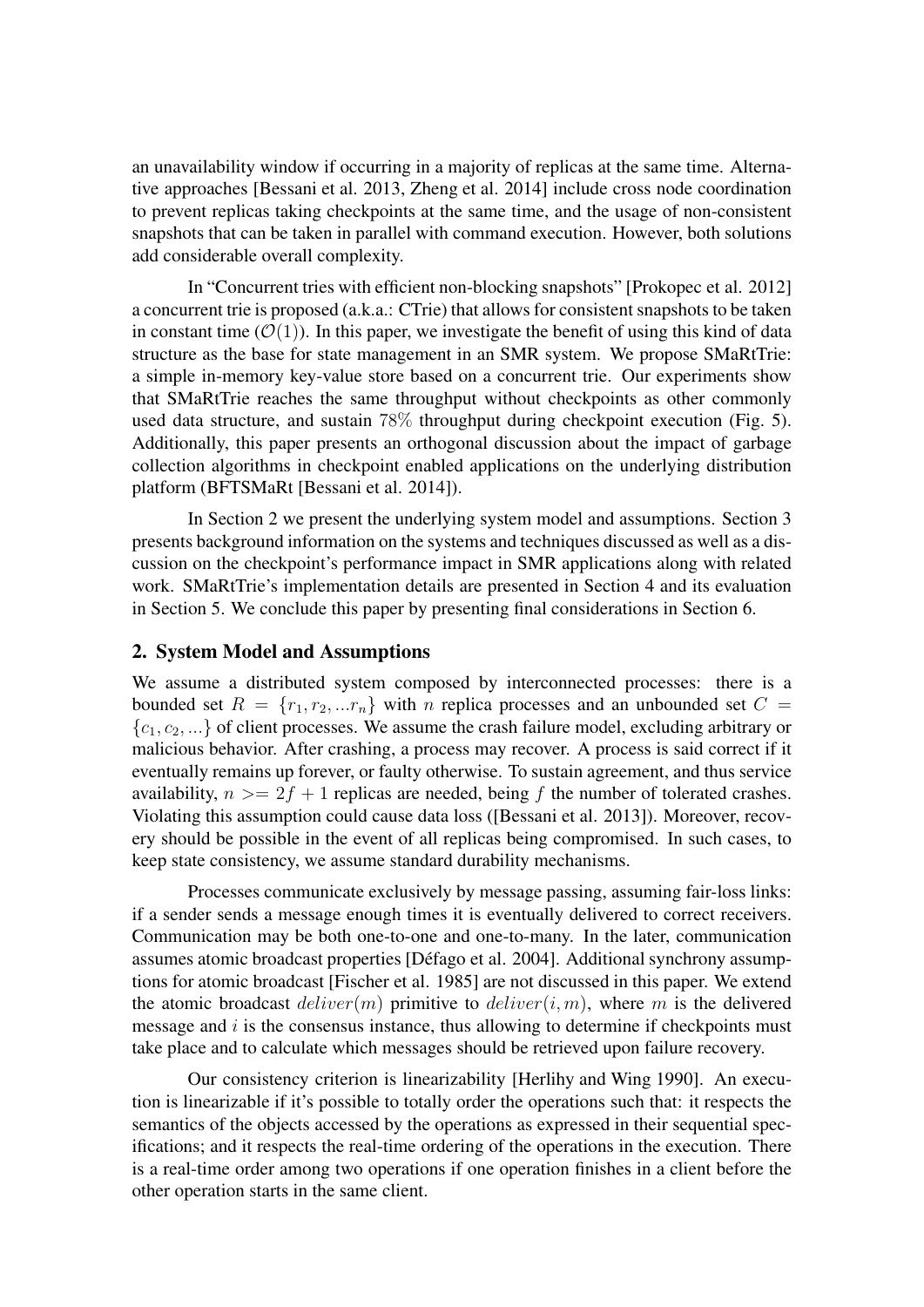an unavailability window if occurring in a majority of replicas at the same time. Alternative approaches [Bessani et al. 2013, Zheng et al. 2014] include cross node coordination to prevent replicas taking checkpoints at the same time, and the usage of non-consistent snapshots that can be taken in parallel with command execution. However, both solutions add considerable overall complexity.

In "Concurrent tries with efficient non-blocking snapshots" [Prokopec et al. 2012] a concurrent trie is proposed (a.k.a.: CTrie) that allows for consistent snapshots to be taken in constant time ($\mathcal{O}(1)$). In this paper, we investigate the benefit of using this kind of data structure as the base for state management in an SMR system. We propose SMaRtTrie: a simple in-memory key-value store based on a concurrent trie. Our experiments show that SMaRtTrie reaches the same throughput without checkpoints as other commonly used data structure, and sustain $78\%$ throughput during checkpoint execution (Fig. 5). Additionally, this paper presents an orthogonal discussion about the impact of garbage collection algorithms in checkpoint enabled applications on the underlying distribution platform (BFTSMaRt [Bessani et al. 2014]).

In Section 2 we present the underlying system model and assumptions. Section 3 presents background information on the systems and techniques discussed as well as a discussion on the checkpoint's performance impact in SMR applications along with related work. SMaRtTrie's implementation details are presented in Section 4 and its evaluation in Section 5. We conclude this paper by presenting final considerations in Section 6.

## 2. System Model and Assumptions

We assume a distributed system composed by interconnected processes: there is a bounded set $R = \{r_1, r_2, ...r_n\}$ with $n$ replica processes and an unbounded set $C = \{c_1, c_2, ...\}$ of client processes. We assume the crash failure model, excluding arbitrary or malicious behavior. After crashing, a process may recover. A process is said correct if it eventually remains up forever, or faulty otherwise. To sustain agreement, and thus service availability, $n >= 2f + 1$ replicas are needed, being $f$ the number of tolerated crashes. Violating this assumption could cause data loss ([Bessani et al. 2013]). Moreover, recovery should be possible in the event of all replicas being compromised. In such cases, to keep state consistency, we assume standard durability mechanisms.

Processes communicate exclusively by message passing, assuming fair-loss links: if a sender sends a message enough times it is eventually delivered to correct receivers. Communication may be both one-to-one and one-to-many. In the later, communication assumes atomic broadcast properties [Défago et al. 2004]. Additional synchrony assumptions for atomic broadcast [Fischer et al. 1985] are not discussed in this paper. We extend the atomic broadcast $deliver(m)$ primitive to $deliver(i, m)$, where $m$ is the delivered message and $i$ is the consensus instance, thus allowing to determine if checkpoints must take place and to calculate which messages should be retrieved upon failure recovery.

Our consistency criterion is linearizability [Herlihy and Wing 1990]. An execution is linearizable if it's possible to totally order the operations such that: it respects the semantics of the objects accessed by the operations as expressed in their sequential specifications; and it respects the real-time ordering of the operations in the execution. There is a real-time order among two operations if one operation finishes in a client before the other operation starts in the same client.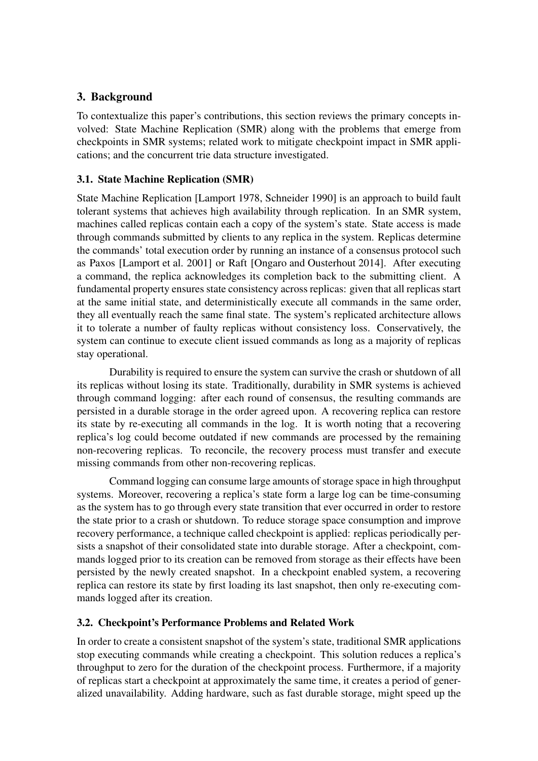## 3. Background

To contextualize this paper's contributions, this section reviews the primary concepts involved: State Machine Replication (SMR) along with the problems that emerge from checkpoints in SMR systems; related work to mitigate checkpoint impact in SMR applications; and the concurrent trie data structure investigated.

### 3.1. State Machine Replication (SMR)

State Machine Replication [Lamport 1978, Schneider 1990] is an approach to build fault tolerant systems that achieves high availability through replication. In an SMR system, machines called replicas contain each a copy of the system's state. State access is made through commands submitted by clients to any replica in the system. Replicas determine the commands' total execution order by running an instance of a consensus protocol such as Paxos [Lamport et al. 2001] or Raft [Ongaro and Ousterhout 2014]. After executing a command, the replica acknowledges its completion back to the submitting client. A fundamental property ensures state consistency across replicas: given that all replicas start at the same initial state, and deterministically execute all commands in the same order, they all eventually reach the same final state. The system's replicated architecture allows it to tolerate a number of faulty replicas without consistency loss. Conservatively, the system can continue to execute client issued commands as long as a majority of replicas stay operational.

Durability is required to ensure the system can survive the crash or shutdown of all its replicas without losing its state. Traditionally, durability in SMR systems is achieved through command logging: after each round of consensus, the resulting commands are persisted in a durable storage in the order agreed upon. A recovering replica can restore its state by re-executing all commands in the log. It is worth noting that a recovering replica's log could become outdated if new commands are processed by the remaining non-recovering replicas. To reconcile, the recovery process must transfer and execute missing commands from other non-recovering replicas.

Command logging can consume large amounts of storage space in high throughput systems. Moreover, recovering a replica's state form a large log can be time-consuming as the system has to go through every state transition that ever occurred in order to restore the state prior to a crash or shutdown. To reduce storage space consumption and improve recovery performance, a technique called checkpoint is applied: replicas periodically persists a snapshot of their consolidated state into durable storage. After a checkpoint, commands logged prior to its creation can be removed from storage as their effects have been persisted by the newly created snapshot. In a checkpoint enabled system, a recovering replica can restore its state by first loading its last snapshot, then only re-executing commands logged after its creation.

### 3.2. Checkpoint's Performance Problems and Related Work

In order to create a consistent snapshot of the system's state, traditional SMR applications stop executing commands while creating a checkpoint. This solution reduces a replica's throughput to zero for the duration of the checkpoint process. Furthermore, if a majority of replicas start a checkpoint at approximately the same time, it creates a period of generalized unavailability. Adding hardware, such as fast durable storage, might speed up the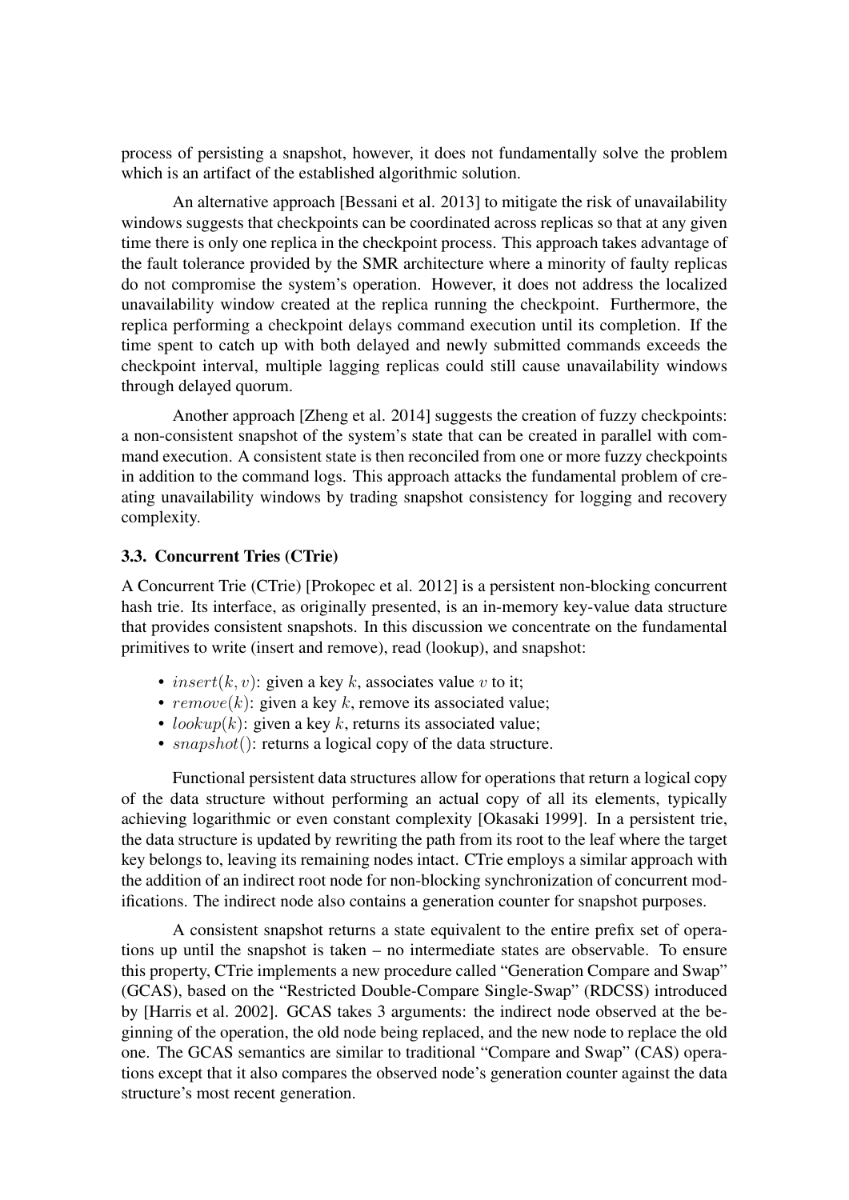process of persisting a snapshot, however, it does not fundamentally solve the problem which is an artifact of the established algorithmic solution.

An alternative approach [Bessani et al. 2013] to mitigate the risk of unavailability windows suggests that checkpoints can be coordinated across replicas so that at any given time there is only one replica in the checkpoint process. This approach takes advantage of the fault tolerance provided by the SMR architecture where a minority of faulty replicas do not compromise the system's operation. However, it does not address the localized unavailability window created at the replica running the checkpoint. Furthermore, the replica performing a checkpoint delays command execution until its completion. If the time spent to catch up with both delayed and newly submitted commands exceeds the checkpoint interval, multiple lagging replicas could still cause unavailability windows through delayed quorum.

Another approach [Zheng et al. 2014] suggests the creation of fuzzy checkpoints: a non-consistent snapshot of the system's state that can be created in parallel with command execution. A consistent state is then reconciled from one or more fuzzy checkpoints in addition to the command logs. This approach attacks the fundamental problem of creating unavailability windows by trading snapshot consistency for logging and recovery complexity.

### 3.3. Concurrent Tries (CTrie)

A Concurrent Trie (CTrie) [Prokopec et al. 2012] is a persistent non-blocking concurrent hash trie. Its interface, as originally presented, is an in-memory key-value data structure that provides consistent snapshots. In this discussion we concentrate on the fundamental primitives to write (insert and remove), read (lookup), and snapshot:

- $insert(k, v)$: given a key $k$, associates value $v$ to it;
- $remove(k)$: given a key $k$, remove its associated value;
- $lookup(k)$: given a key $k$, returns its associated value;
- $snapshot()$: returns a logical copy of the data structure.

Functional persistent data structures allow for operations that return a logical copy of the data structure without performing an actual copy of all its elements, typically achieving logarithmic or even constant complexity [Okasaki 1999]. In a persistent trie, the data structure is updated by rewriting the path from its root to the leaf where the target key belongs to, leaving its remaining nodes intact. CTrie employs a similar approach with the addition of an indirect root node for non-blocking synchronization of concurrent modifications. The indirect node also contains a generation counter for snapshot purposes.

A consistent snapshot returns a state equivalent to the entire prefix set of operations up until the snapshot is taken – no intermediate states are observable. To ensure this property, CTrie implements a new procedure called "Generation Compare and Swap" (GCAS), based on the "Restricted Double-Compare Single-Swap" (RDCSS) introduced by [Harris et al. 2002]. GCAS takes 3 arguments: the indirect node observed at the beginning of the operation, the old node being replaced, and the new node to replace the old one. The GCAS semantics are similar to traditional "Compare and Swap" (CAS) operations except that it also compares the observed node's generation counter against the data structure's most recent generation.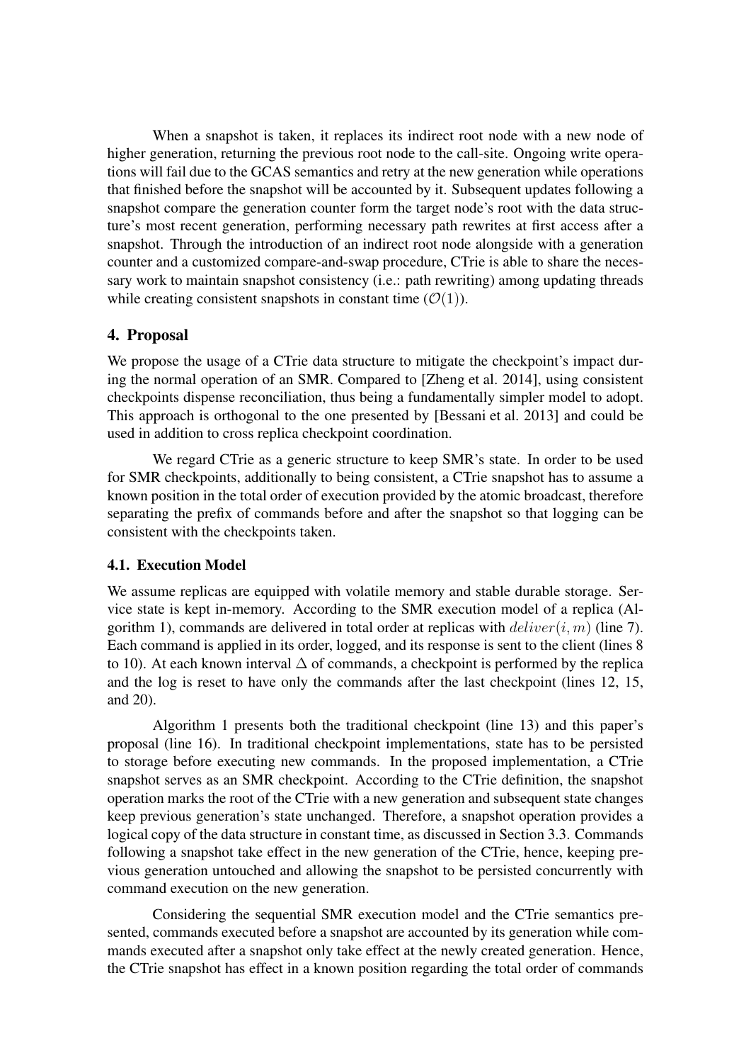When a snapshot is taken, it replaces its indirect root node with a new node of higher generation, returning the previous root node to the call-site. Ongoing write operations will fail due to the GCAS semantics and retry at the new generation while operations that finished before the snapshot will be accounted by it. Subsequent updates following a snapshot compare the generation counter form the target node's root with the data structure's most recent generation, performing necessary path rewrites at first access after a snapshot. Through the introduction of an indirect root node alongside with a generation counter and a customized compare-and-swap procedure, CTrie is able to share the necessary work to maintain snapshot consistency (i.e.: path rewriting) among updating threads while creating consistent snapshots in constant time ($\mathcal{O}(1)$).

## 4. Proposal

We propose the usage of a CTrie data structure to mitigate the checkpoint's impact during the normal operation of an SMR. Compared to [Zheng et al. 2014], using consistent checkpoints dispense reconciliation, thus being a fundamentally simpler model to adopt. This approach is orthogonal to the one presented by [Bessani et al. 2013] and could be used in addition to cross replica checkpoint coordination.

We regard CTrie as a generic structure to keep SMR's state. In order to be used for SMR checkpoints, additionally to being consistent, a CTrie snapshot has to assume a known position in the total order of execution provided by the atomic broadcast, therefore separating the prefix of commands before and after the snapshot so that logging can be consistent with the checkpoints taken.

### 4.1. Execution Model

We assume replicas are equipped with volatile memory and stable durable storage. Service state is kept in-memory. According to the SMR execution model of a replica (Algorithm 1), commands are delivered in total order at replicas with $deliver(i, m)$ (line 7). Each command is applied in its order, logged, and its response is sent to the client (lines 8 to 10). At each known interval $\Delta$ of commands, a checkpoint is performed by the replica and the log is reset to have only the commands after the last checkpoint (lines 12, 15, and 20).

Algorithm 1 presents both the traditional checkpoint (line 13) and this paper's proposal (line 16). In traditional checkpoint implementations, state has to be persisted to storage before executing new commands. In the proposed implementation, a CTrie snapshot serves as an SMR checkpoint. According to the CTrie definition, the snapshot operation marks the root of the CTrie with a new generation and subsequent state changes keep previous generation's state unchanged. Therefore, a snapshot operation provides a logical copy of the data structure in constant time, as discussed in Section 3.3. Commands following a snapshot take effect in the new generation of the CTrie, hence, keeping previous generation untouched and allowing the snapshot to be persisted concurrently with command execution on the new generation.

Considering the sequential SMR execution model and the CTrie semantics presented, commands executed before a snapshot are accounted by its generation while commands executed after a snapshot only take effect at the newly created generation. Hence, the CTrie snapshot has effect in a known position regarding the total order of commands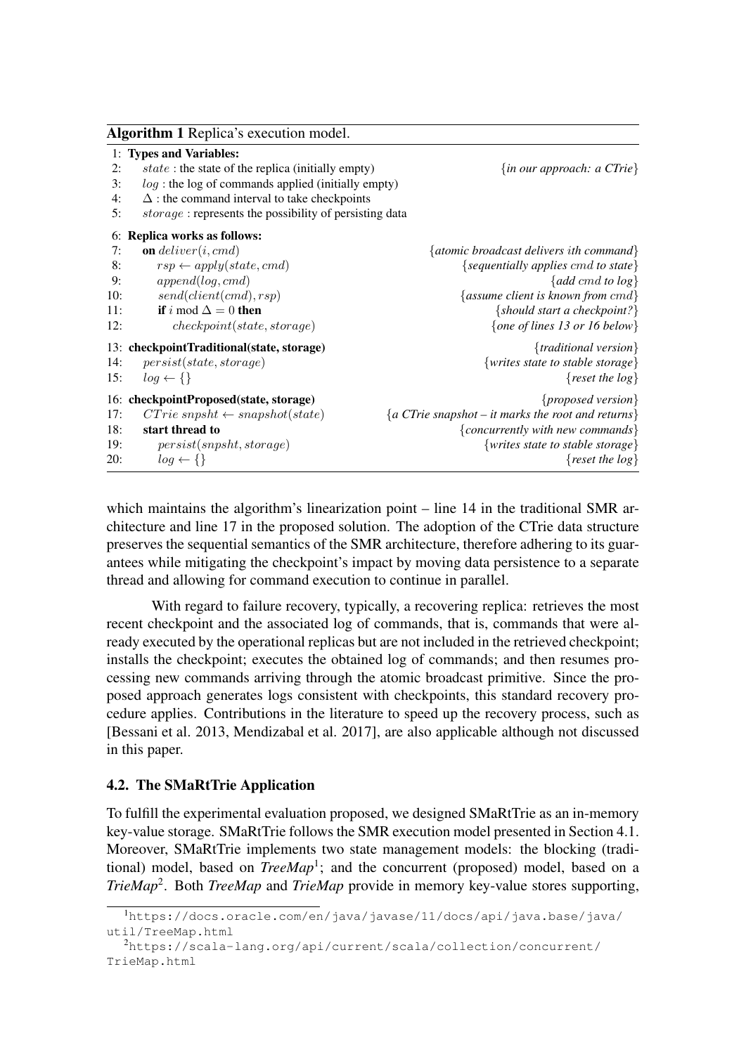**Algorithm 1** Replica's execution model.

```
 1: Types and Variables:
 2:    state : the state of the replica (initially empty)          {in our approach: a CTrie}
 3:    log : the log of commands applied (initially empty)
 4:    Δ : the command interval to take checkpoints
 5:    storage : represents the possibility of persisting data
 6: Replica works as follows:
 7:    on deliver(i, cmd)                                           {atomic broadcast delivers ith command}
 8:       rsp ← apply(state, cmd)                                   {sequentially applies cmd to state}
 9:       append(log, cmd)                                          {add cmd to log}
10:       send(client(cmd), rsp)                                    {assume client is known from cmd}
11:       if i mod Δ = 0 then                                       {should start a checkpoint?}
12:          checkpoint(state, storage)                             {one of lines 13 or 16 below}
13: checkpointTraditional(state, storage)                           {traditional version}
14:    persist(state, storage)                                      {writes state to stable storage}
15:    log ← {}                                                     {reset the log}
16: checkpointProposed(state, storage)                              {proposed version}
17:    CTrie snpsht ← snapshot(state)                               {a CTrie snapshot – it marks the root and returns}
18:    start thread to                                              {concurrently with new commands}
19:       persist(snpsht, storage)                                  {writes state to stable storage}
20:       log ← {}                                                  {reset the log}
```

which maintains the algorithm's linearization point – line 14 in the traditional SMR architecture and line 17 in the proposed solution. The adoption of the CTrie data structure preserves the sequential semantics of the SMR architecture, therefore adhering to its guarantees while mitigating the checkpoint's impact by moving data persistence to a separate thread and allowing for command execution to continue in parallel.

With regard to failure recovery, typically, a recovering replica: retrieves the most recent checkpoint and the associated log of commands, that is, commands that were already executed by the operational replicas but are not included in the retrieved checkpoint; installs the checkpoint; executes the obtained log of commands; and then resumes processing new commands arriving through the atomic broadcast primitive. Since the proposed approach generates logs consistent with checkpoints, this standard recovery procedure applies. Contributions in the literature to speed up the recovery process, such as [Bessani et al. 2013, Mendizabal et al. 2017], are also applicable although not discussed in this paper.

### 4.2. The SMaRtTrie Application

To fulfill the experimental evaluation proposed, we designed SMaRtTrie as an in-memory key-value storage. SMaRtTrie follows the SMR execution model presented in Section 4.1. Moreover, SMaRtTrie implements two state management models: the blocking (traditional) model, based on *TreeMap*[1]; and the concurrent (proposed) model, based on a *TrieMap*[2]. Both *TreeMap* and *TrieMap* provide in memory key-value stores supporting,

[1]https://docs.oracle.com/en/java/javase/11/docs/api/java.base/java/util/TreeMap.html

[2]https://scala-lang.org/api/current/scala/collection/concurrent/TrieMap.html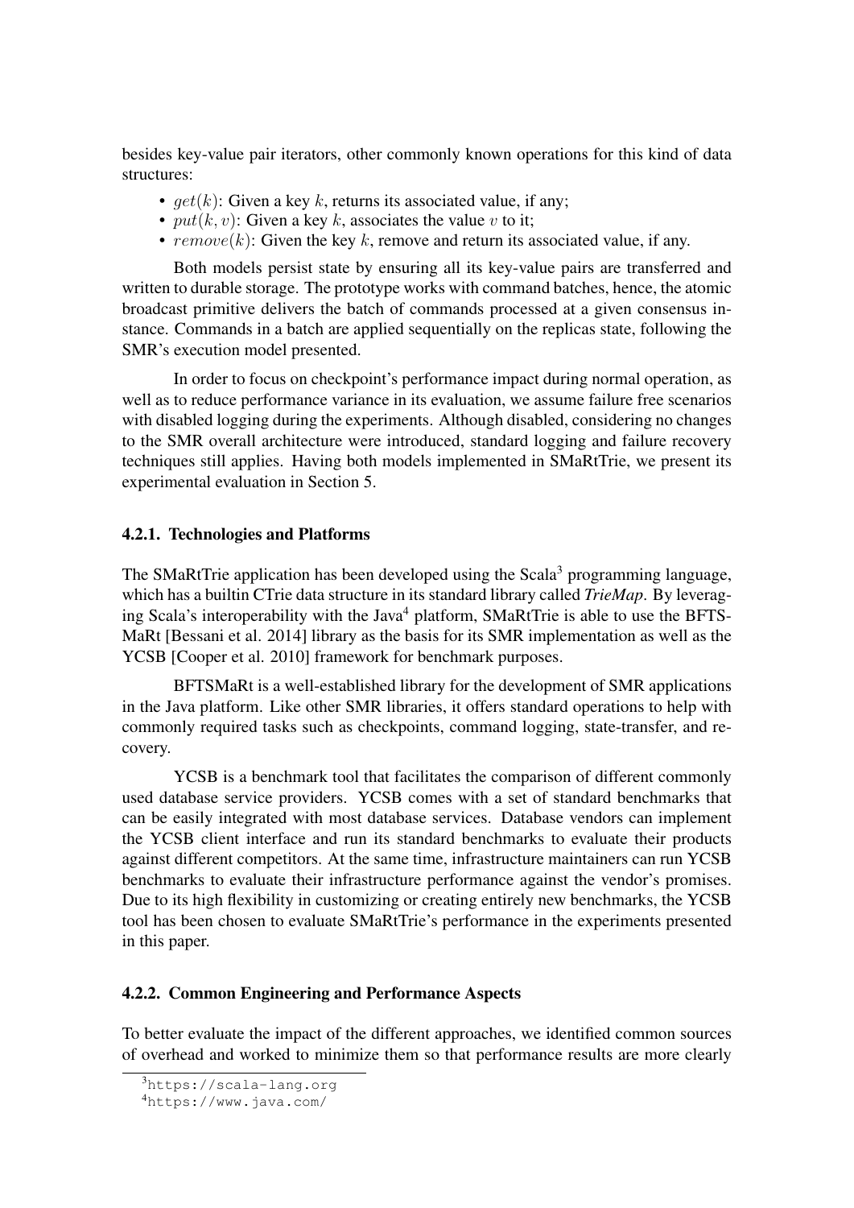besides key-value pair iterators, other commonly known operations for this kind of data structures:

- $get(k)$: Given a key $k$, returns its associated value, if any;
- $put(k, v)$: Given a key $k$, associates the value $v$ to it;
- $remove(k)$: Given the key $k$, remove and return its associated value, if any.

Both models persist state by ensuring all its key-value pairs are transferred and written to durable storage. The prototype works with command batches, hence, the atomic broadcast primitive delivers the batch of commands processed at a given consensus instance. Commands in a batch are applied sequentially on the replicas state, following the SMR's execution model presented.

In order to focus on checkpoint's performance impact during normal operation, as well as to reduce performance variance in its evaluation, we assume failure free scenarios with disabled logging during the experiments. Although disabled, considering no changes to the SMR overall architecture were introduced, standard logging and failure recovery techniques still applies. Having both models implemented in SMaRtTrie, we present its experimental evaluation in Section 5.

### 4.2.1. Technologies and Platforms

The SMaRtTrie application has been developed using the Scala[3] programming language, which has a builtin CTrie data structure in its standard library called *TrieMap*. By leveraging Scala's interoperability with the Java[4] platform, SMaRtTrie is able to use the BFTSMaRt [Bessani et al. 2014] library as the basis for its SMR implementation as well as the YCSB [Cooper et al. 2010] framework for benchmark purposes.

BFTSMaRt is a well-established library for the development of SMR applications in the Java platform. Like other SMR libraries, it offers standard operations to help with commonly required tasks such as checkpoints, command logging, state-transfer, and recovery.

YCSB is a benchmark tool that facilitates the comparison of different commonly used database service providers. YCSB comes with a set of standard benchmarks that can be easily integrated with most database services. Database vendors can implement the YCSB client interface and run its standard benchmarks to evaluate their products against different competitors. At the same time, infrastructure maintainers can run YCSB benchmarks to evaluate their infrastructure performance against the vendor's promises. Due to its high flexibility in customizing or creating entirely new benchmarks, the YCSB tool has been chosen to evaluate SMaRtTrie's performance in the experiments presented in this paper.

### 4.2.2. Common Engineering and Performance Aspects

To better evaluate the impact of the different approaches, we identified common sources of overhead and worked to minimize them so that performance results are more clearly

[3] https://scala-lang.org

[4] https://www.java.com/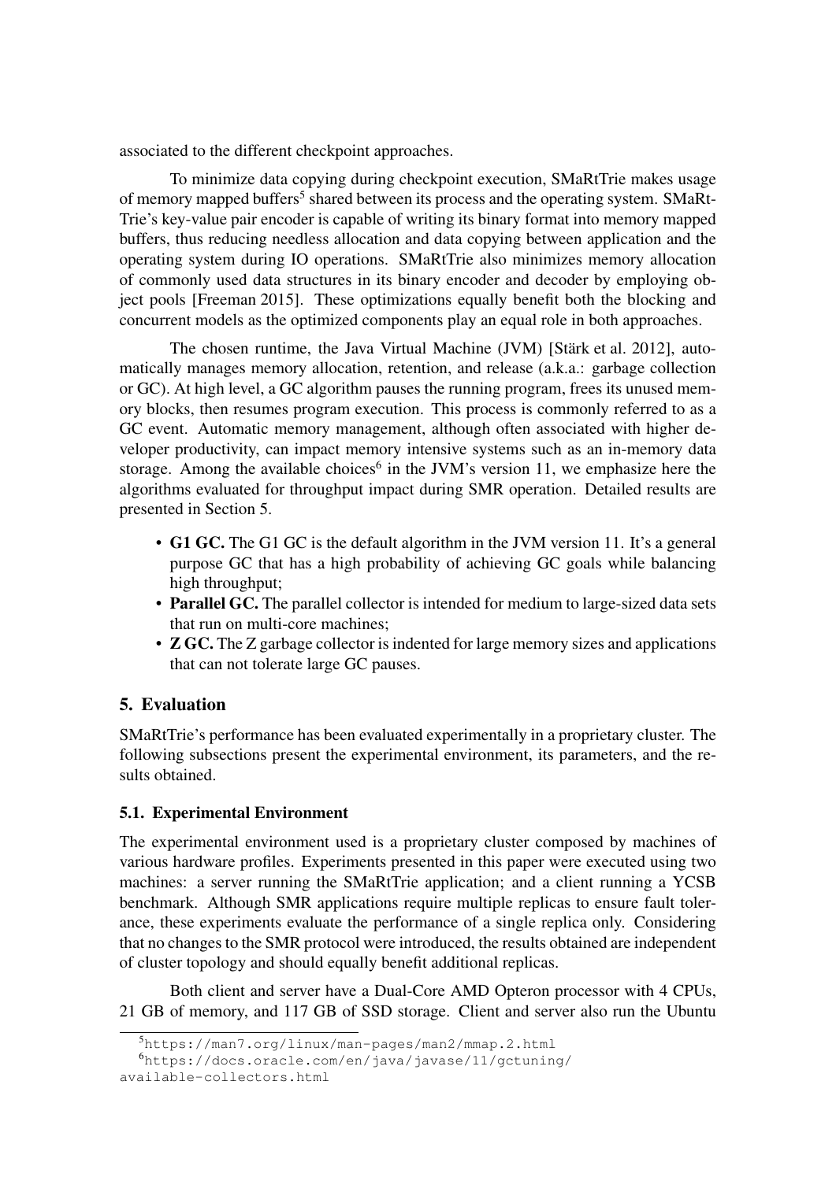associated to the different checkpoint approaches.

To minimize data copying during checkpoint execution, SMaRtTrie makes usage of memory mapped buffers[5] shared between its process and the operating system. SMaRtTrie's key-value pair encoder is capable of writing its binary format into memory mapped buffers, thus reducing needless allocation and data copying between application and the operating system during IO operations. SMaRtTrie also minimizes memory allocation of commonly used data structures in its binary encoder and decoder by employing object pools [Freeman 2015]. These optimizations equally benefit both the blocking and concurrent models as the optimized components play an equal role in both approaches.

The chosen runtime, the Java Virtual Machine (JVM) [Stärk et al. 2012], automatically manages memory allocation, retention, and release (a.k.a.: garbage collection or GC). At high level, a GC algorithm pauses the running program, frees its unused memory blocks, then resumes program execution. This process is commonly referred to as a GC event. Automatic memory management, although often associated with higher developer productivity, can impact memory intensive systems such as an in-memory data storage. Among the available choices[6] in the JVM's version 11, we emphasize here the algorithms evaluated for throughput impact during SMR operation. Detailed results are presented in Section 5.

- **G1 GC.** The G1 GC is the default algorithm in the JVM version 11. It's a general purpose GC that has a high probability of achieving GC goals while balancing high throughput;
- **Parallel GC.** The parallel collector is intended for medium to large-sized data sets that run on multi-core machines;
- **Z GC.** The Z garbage collector is indented for large memory sizes and applications that can not tolerate large GC pauses.

## 5. Evaluation

SMaRtTrie's performance has been evaluated experimentally in a proprietary cluster. The following subsections present the experimental environment, its parameters, and the results obtained.

### 5.1. Experimental Environment

The experimental environment used is a proprietary cluster composed by machines of various hardware profiles. Experiments presented in this paper were executed using two machines: a server running the SMaRtTrie application; and a client running a YCSB benchmark. Although SMR applications require multiple replicas to ensure fault tolerance, these experiments evaluate the performance of a single replica only. Considering that no changes to the SMR protocol were introduced, the results obtained are independent of cluster topology and should equally benefit additional replicas.

Both client and server have a Dual-Core AMD Opteron processor with 4 CPUs, 21 GB of memory, and 117 GB of SSD storage. Client and server also run the Ubuntu

[5] https://man7.org/linux/man-pages/man2/mmap.2.html

[6] https://docs.oracle.com/en/java/javase/11/gctuning/available-collectors.html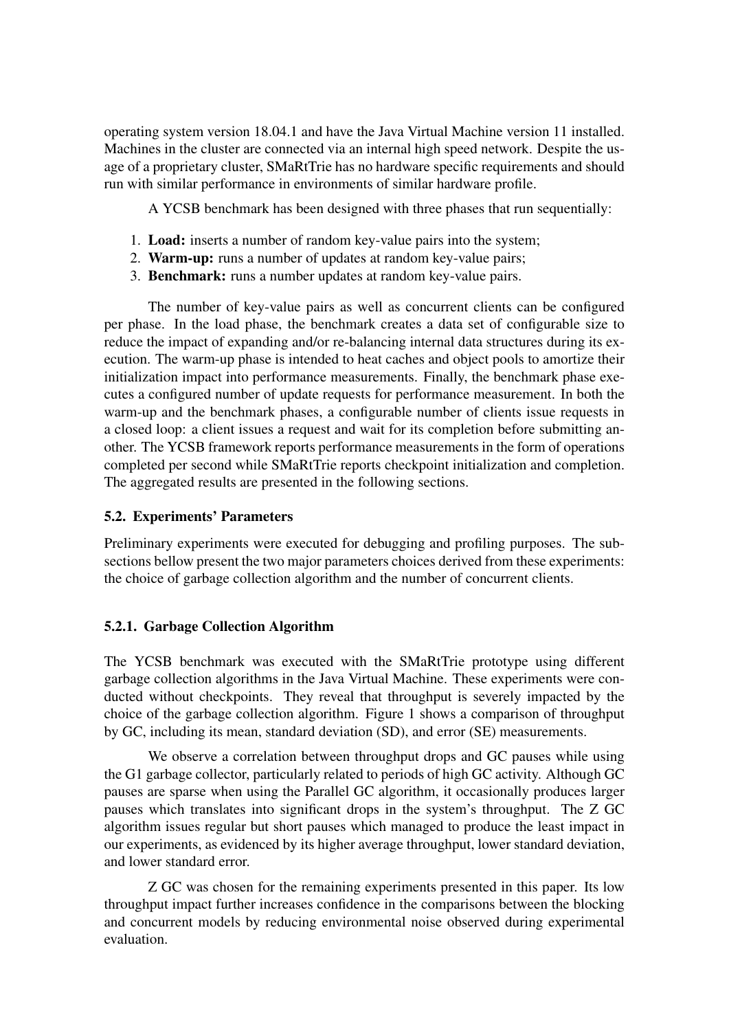operating system version 18.04.1 and have the Java Virtual Machine version 11 installed. Machines in the cluster are connected via an internal high speed network. Despite the usage of a proprietary cluster, SMaRtTrie has no hardware specific requirements and should run with similar performance in environments of similar hardware profile.

A YCSB benchmark has been designed with three phases that run sequentially:

1. **Load:** inserts a number of random key-value pairs into the system;
2. **Warm-up:** runs a number of updates at random key-value pairs;
3. **Benchmark:** runs a number updates at random key-value pairs.

The number of key-value pairs as well as concurrent clients can be configured per phase. In the load phase, the benchmark creates a data set of configurable size to reduce the impact of expanding and/or re-balancing internal data structures during its execution. The warm-up phase is intended to heat caches and object pools to amortize their initialization impact into performance measurements. Finally, the benchmark phase executes a configured number of update requests for performance measurement. In both the warm-up and the benchmark phases, a configurable number of clients issue requests in a closed loop: a client issues a request and wait for its completion before submitting another. The YCSB framework reports performance measurements in the form of operations completed per second while SMaRtTrie reports checkpoint initialization and completion. The aggregated results are presented in the following sections.

### 5.2. Experiments' Parameters

Preliminary experiments were executed for debugging and profiling purposes. The subsections bellow present the two major parameters choices derived from these experiments: the choice of garbage collection algorithm and the number of concurrent clients.

#### 5.2.1. Garbage Collection Algorithm

The YCSB benchmark was executed with the SMaRtTrie prototype using different garbage collection algorithms in the Java Virtual Machine. These experiments were conducted without checkpoints. They reveal that throughput is severely impacted by the choice of the garbage collection algorithm. Figure 1 shows a comparison of throughput by GC, including its mean, standard deviation (SD), and error (SE) measurements.

We observe a correlation between throughput drops and GC pauses while using the G1 garbage collector, particularly related to periods of high GC activity. Although GC pauses are sparse when using the Parallel GC algorithm, it occasionally produces larger pauses which translates into significant drops in the system's throughput. The Z GC algorithm issues regular but short pauses which managed to produce the least impact in our experiments, as evidenced by its higher average throughput, lower standard deviation, and lower standard error.

Z GC was chosen for the remaining experiments presented in this paper. Its low throughput impact further increases confidence in the comparisons between the blocking and concurrent models by reducing environmental noise observed during experimental evaluation.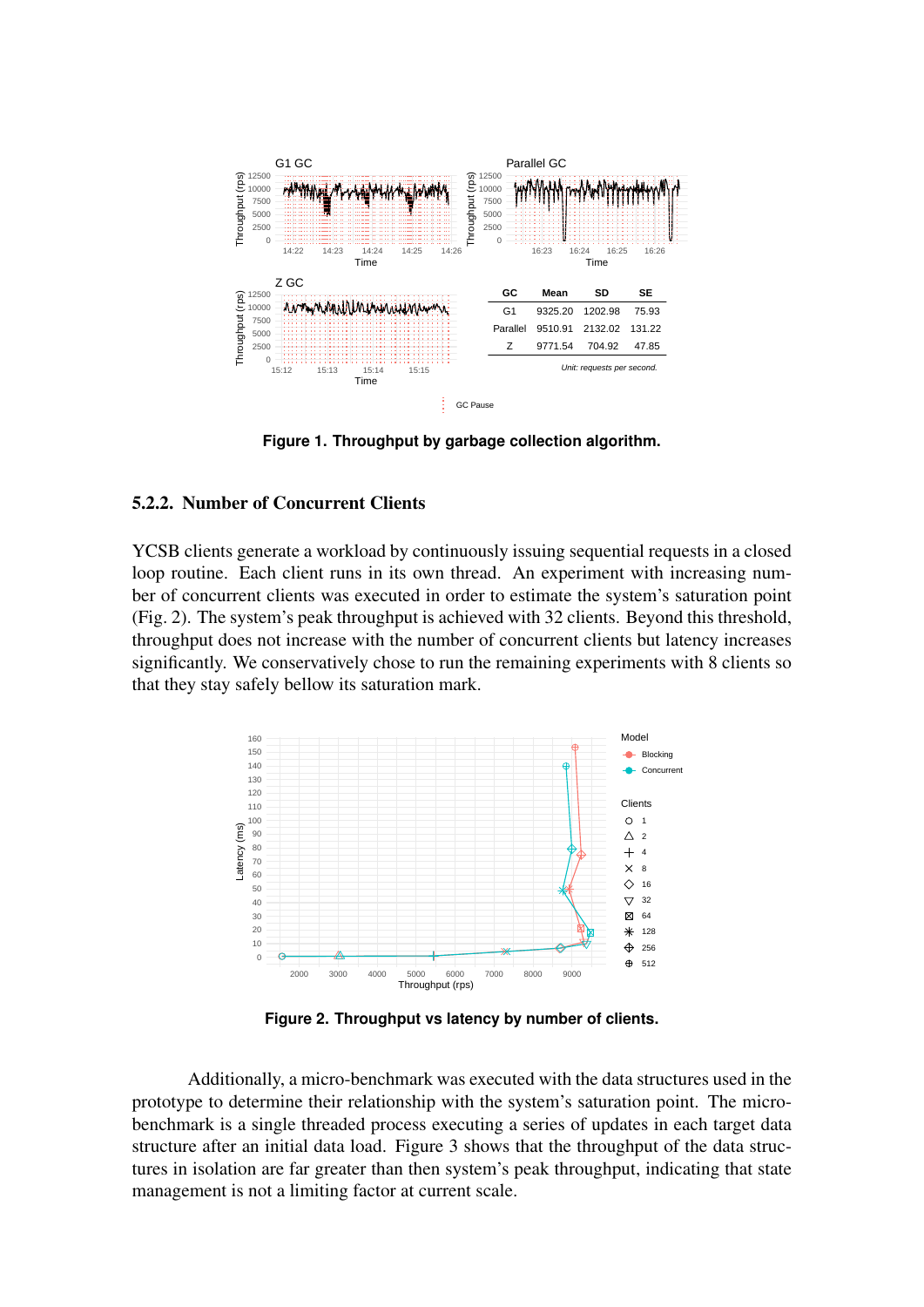| GC | Mean | SD | SE |
|---|---|---|---|
| G1 | 9325.20 | 1202.98 | 75.93 |
| Parallel | 9510.91 | 2132.02 | 131.22 |
| Z | 9771.54 | 704.92 | 47.85 |

*Unit: requests per second.*

**Figure 1. Throughput by garbage collection algorithm.**

### 5.2.2. Number of Concurrent Clients

YCSB clients generate a workload by continuously issuing sequential requests in a closed loop routine. Each client runs in its own thread. An experiment with increasing number of concurrent clients was executed in order to estimate the system's saturation point (Fig. 2). The system's peak throughput is achieved with 32 clients. Beyond this threshold, throughput does not increase with the number of concurrent clients but latency increases significantly. We conservatively chose to run the remaining experiments with 8 clients so that they stay safely bellow its saturation mark.

**Figure 2. Throughput vs latency by number of clients.**

Additionally, a micro-benchmark was executed with the data structures used in the prototype to determine their relationship with the system's saturation point. The micro-benchmark is a single threaded process executing a series of updates in each target data structure after an initial data load. Figure 3 shows that the throughput of the data structures in isolation are far greater than then system's peak throughput, indicating that state management is not a limiting factor at current scale.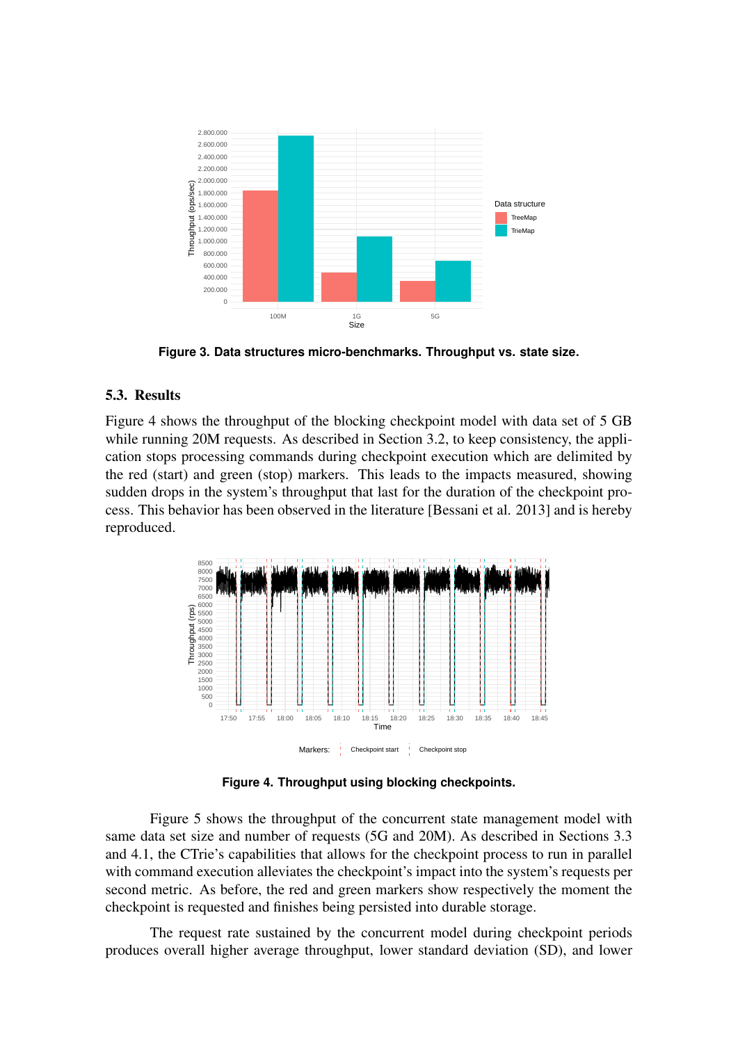**Figure 3. Data structures micro-benchmarks. Throughput vs. state size.**

### 5.3. Results

Figure 4 shows the throughput of the blocking checkpoint model with data set of 5 GB while running 20M requests. As described in Section 3.2, to keep consistency, the application stops processing commands during checkpoint execution which are delimited by the red (start) and green (stop) markers. This leads to the impacts measured, showing sudden drops in the system's throughput that last for the duration of the checkpoint process. This behavior has been observed in the literature [Bessani et al. 2013] and is hereby reproduced.

**Figure 4. Throughput using blocking checkpoints.**

Figure 5 shows the throughput of the concurrent state management model with same data set size and number of requests (5G and 20M). As described in Sections 3.3 and 4.1, the CTrie's capabilities that allows for the checkpoint process to run in parallel with command execution alleviates the checkpoint's impact into the system's requests per second metric. As before, the red and green markers show respectively the moment the checkpoint is requested and finishes being persisted into durable storage.

The request rate sustained by the concurrent model during checkpoint periods produces overall higher average throughput, lower standard deviation (SD), and lower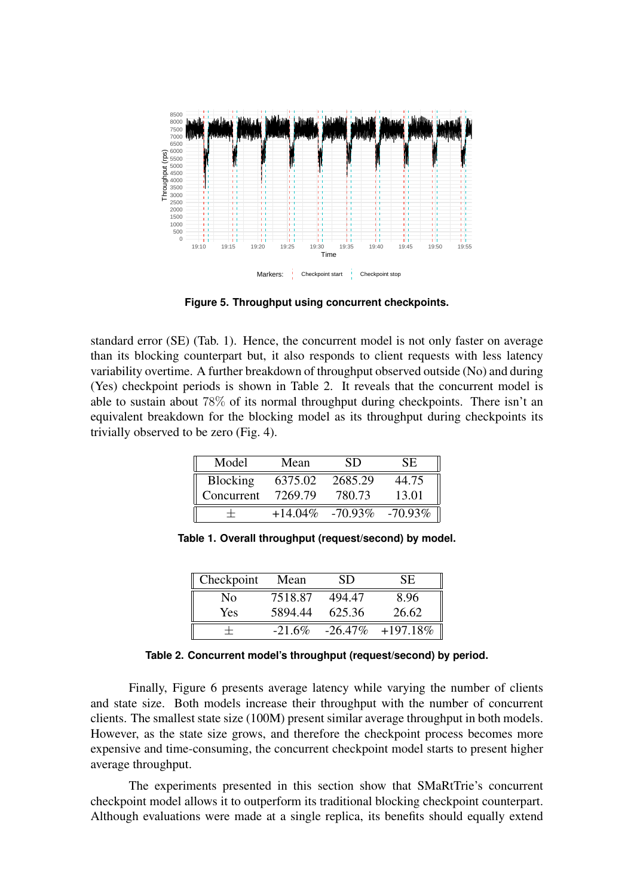**Figure 5. Throughput using concurrent checkpoints.**

standard error (SE) (Tab. 1). Hence, the concurrent model is not only faster on average than its blocking counterpart but, it also responds to client requests with less latency variability overtime. A further breakdown of throughput observed outside (No) and during (Yes) checkpoint periods is shown in Table 2. It reveals that the concurrent model is able to sustain about 78% of its normal throughput during checkpoints. There isn't an equivalent breakdown for the blocking model as its throughput during checkpoints its trivially observed to be zero (Fig. 4).

| Model | Mean | SD | SE |
|---|---|---|---|
| Blocking | 6375.02 | 2685.29 | 44.75 |
| Concurrent | 7269.79 | 780.73 | 13.01 |
| $\pm$ | +14.04% | -70.93% | -70.93% |

**Table 1. Overall throughput (request/second) by model.**

| Checkpoint | Mean | SD | SE |
|---|---|---|---|
| No | 7518.87 | 494.47 | 8.96 |
| Yes | 5894.44 | 625.36 | 26.62 |
| $\pm$ | -21.6% | -26.47% | +197.18% |

**Table 2. Concurrent model's throughput (request/second) by period.**

Finally, Figure 6 presents average latency while varying the number of clients and state size. Both models increase their throughput with the number of concurrent clients. The smallest state size (100M) present similar average throughput in both models. However, as the state size grows, and therefore the checkpoint process becomes more expensive and time-consuming, the concurrent checkpoint model starts to present higher average throughput.

The experiments presented in this section show that SMaRtTrie's concurrent checkpoint model allows it to outperform its traditional blocking checkpoint counterpart. Although evaluations were made at a single replica, its benefits should equally extend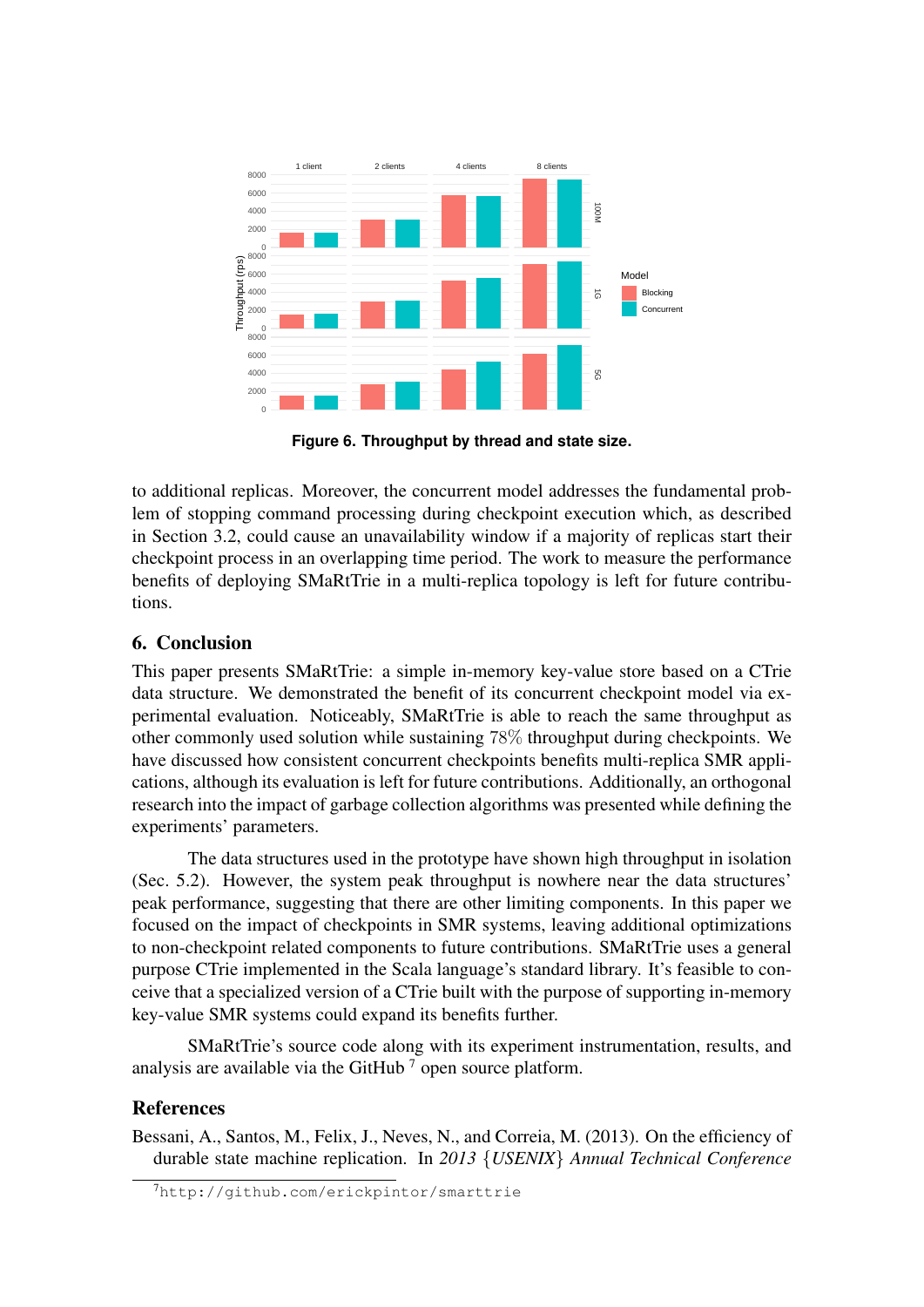**Figure 6. Throughput by thread and state size.**

to additional replicas. Moreover, the concurrent model addresses the fundamental problem of stopping command processing during checkpoint execution which, as described in Section 3.2, could cause an unavailability window if a majority of replicas start their checkpoint process in an overlapping time period. The work to measure the performance benefits of deploying SMaRtTrie in a multi-replica topology is left for future contributions.

## 6. Conclusion

This paper presents SMaRtTrie: a simple in-memory key-value store based on a CTrie data structure. We demonstrated the benefit of its concurrent checkpoint model via experimental evaluation. Noticeably, SMaRtTrie is able to reach the same throughput as other commonly used solution while sustaining $78\%$ throughput during checkpoints. We have discussed how consistent concurrent checkpoints benefits multi-replica SMR applications, although its evaluation is left for future contributions. Additionally, an orthogonal research into the impact of garbage collection algorithms was presented while defining the experiments' parameters.

The data structures used in the prototype have shown high throughput in isolation (Sec. 5.2). However, the system peak throughput is nowhere near the data structures' peak performance, suggesting that there are other limiting components. In this paper we focused on the impact of checkpoints in SMR systems, leaving additional optimizations to non-checkpoint related components to future contributions. SMaRtTrie uses a general purpose CTrie implemented in the Scala language's standard library. It's feasible to conceive that a specialized version of a CTrie built with the purpose of supporting in-memory key-value SMR systems could expand its benefits further.

SMaRtTrie's source code along with its experiment instrumentation, results, and analysis are available via the GitHub [7] open source platform.

## References

Bessani, A., Santos, M., Felix, J., Neves, N., and Correia, M. (2013). On the efficiency of durable state machine replication. In *2013 {USENIX} Annual Technical Conference*

[7] http://github.com/erickpintor/smarttrie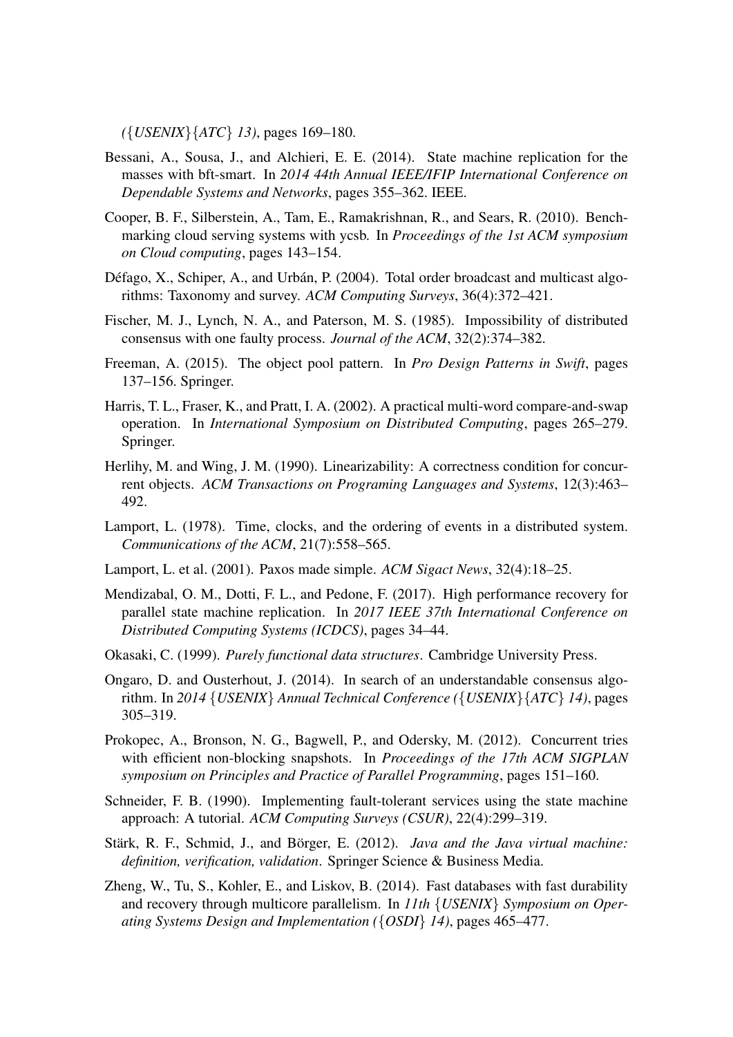({USENIX}{ATC} 13)*, pages 169–180.

Bessani, A., Sousa, J., and Alchieri, E. E. (2014). State machine replication for the masses with bft-smart. In *2014 44th Annual IEEE/IFIP International Conference on Dependable Systems and Networks*, pages 355–362. IEEE.

Cooper, B. F., Silberstein, A., Tam, E., Ramakrishnan, R., and Sears, R. (2010). Benchmarking cloud serving systems with ycsb. In *Proceedings of the 1st ACM symposium on Cloud computing*, pages 143–154.

Défago, X., Schiper, A., and Urbán, P. (2004). Total order broadcast and multicast algorithms: Taxonomy and survey. *ACM Computing Surveys*, 36(4):372–421.

Fischer, M. J., Lynch, N. A., and Paterson, M. S. (1985). Impossibility of distributed consensus with one faulty process. *Journal of the ACM*, 32(2):374–382.

Freeman, A. (2015). The object pool pattern. In *Pro Design Patterns in Swift*, pages 137–156. Springer.

Harris, T. L., Fraser, K., and Pratt, I. A. (2002). A practical multi-word compare-and-swap operation. In *International Symposium on Distributed Computing*, pages 265–279. Springer.

Herlihy, M. and Wing, J. M. (1990). Linearizability: A correctness condition for concurrent objects. *ACM Transactions on Programing Languages and Systems*, 12(3):463–492.

Lamport, L. (1978). Time, clocks, and the ordering of events in a distributed system. *Communications of the ACM*, 21(7):558–565.

Lamport, L. et al. (2001). Paxos made simple. *ACM Sigact News*, 32(4):18–25.

Mendizabal, O. M., Dotti, F. L., and Pedone, F. (2017). High performance recovery for parallel state machine replication. In *2017 IEEE 37th International Conference on Distributed Computing Systems (ICDCS)*, pages 34–44.

Okasaki, C. (1999). *Purely functional data structures*. Cambridge University Press.

Ongaro, D. and Ousterhout, J. (2014). In search of an understandable consensus algorithm. In *2014 {USENIX} Annual Technical Conference ({USENIX}{ATC} 14)*, pages 305–319.

Prokopec, A., Bronson, N. G., Bagwell, P., and Odersky, M. (2012). Concurrent tries with efficient non-blocking snapshots. In *Proceedings of the 17th ACM SIGPLAN symposium on Principles and Practice of Parallel Programming*, pages 151–160.

Schneider, F. B. (1990). Implementing fault-tolerant services using the state machine approach: A tutorial. *ACM Computing Surveys (CSUR)*, 22(4):299–319.

Stärk, R. F., Schmid, J., and Börger, E. (2012). *Java and the Java virtual machine: definition, verification, validation*. Springer Science & Business Media.

Zheng, W., Tu, S., Kohler, E., and Liskov, B. (2014). Fast databases with fast durability and recovery through multicore parallelism. In *11th {USENIX} Symposium on Operating Systems Design and Implementation ({OSDI} 14)*, pages 465–477.